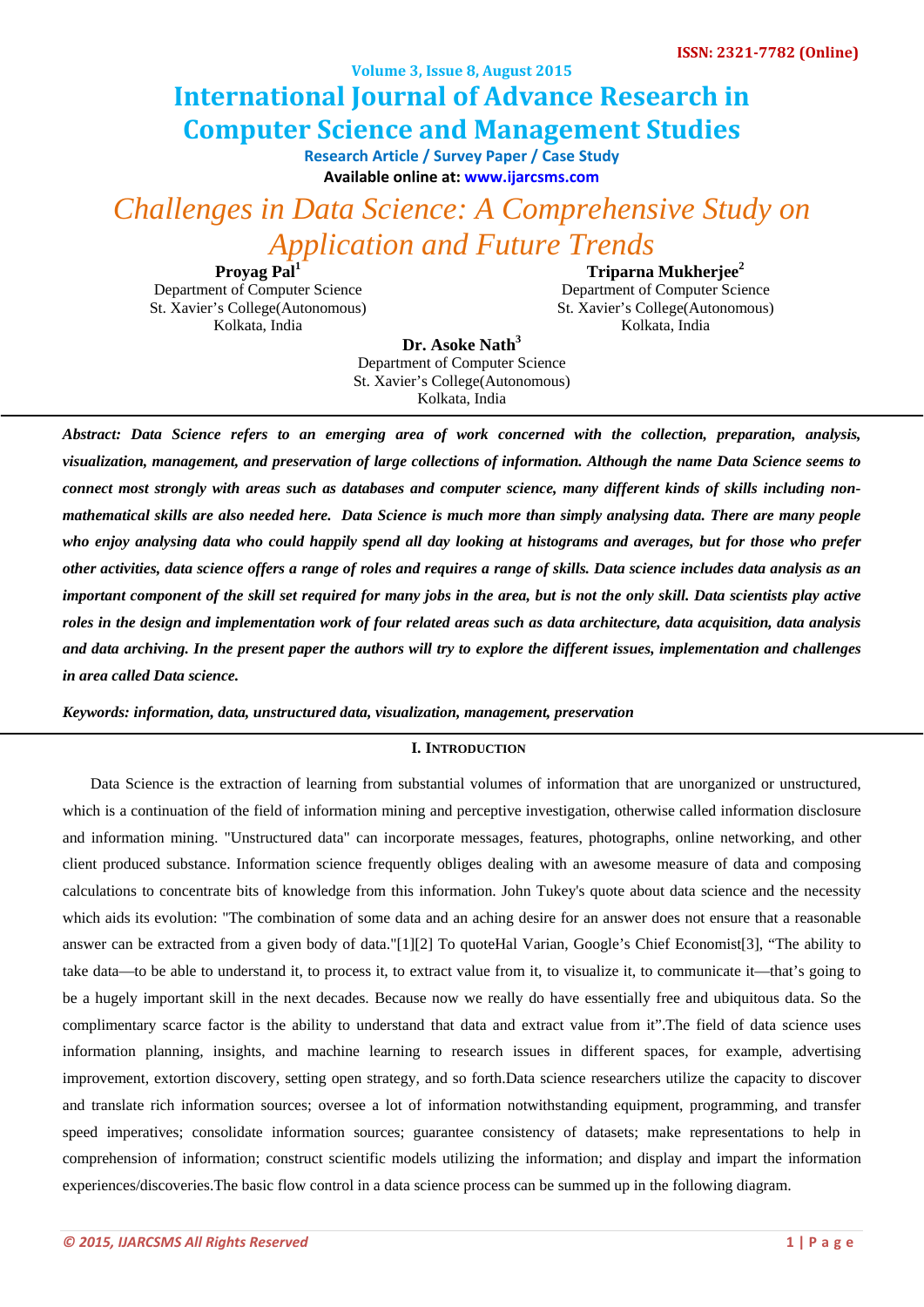# Challenges in Data Science: A Comprehensive Study on Application and Future Trends

**Proyag Pal**[1]
Department of Computer Science
St. Xavier's College(Autonomous)
Kolkata, India

**Triparna Mukherjee**[2]
Department of Computer Science
St. Xavier's College(Autonomous)
Kolkata, India

**Dr. Asoke Nath**[3]
Department of Computer Science
St. Xavier's College(Autonomous)
Kolkata, India

***Abstract: Data Science refers to an emerging area of work concerned with the collection, preparation, analysis, visualization, management, and preservation of large collections of information. Although the name Data Science seems to connect most strongly with areas such as databases and computer science, many different kinds of skills including non-mathematical skills are also needed here. Data Science is much more than simply analysing data. There are many people who enjoy analysing data who could happily spend all day looking at histograms and averages, but for those who prefer other activities, data science offers a range of roles and requires a range of skills. Data science includes data analysis as an important component of the skill set required for many jobs in the area, but is not the only skill. Data scientists play active roles in the design and implementation work of four related areas such as data architecture, data acquisition, data analysis and data archiving. In the present paper the authors will try to explore the different issues, implementation and challenges in area called Data science.***

***Keywords: information, data, unstructured data, visualization, management, preservation***

## I. Introduction

Data Science is the extraction of learning from substantial volumes of information that are unorganized or unstructured, which is a continuation of the field of information mining and perceptive investigation, otherwise called information disclosure and information mining. "Unstructured data" can incorporate messages, features, photographs, online networking, and other client produced substance. Information science frequently obliges dealing with an awesome measure of data and composing calculations to concentrate bits of knowledge from this information. John Tukey's quote about data science and the necessity which aids its evolution: "The combination of some data and an aching desire for an answer does not ensure that a reasonable answer can be extracted from a given body of data."[1][2] To quoteHal Varian, Google's Chief Economist[3], "The ability to take data—to be able to understand it, to process it, to extract value from it, to visualize it, to communicate it—that's going to be a hugely important skill in the next decades. Because now we really do have essentially free and ubiquitous data. So the complimentary scarce factor is the ability to understand that data and extract value from it".The field of data science uses information planning, insights, and machine learning to research issues in different spaces, for example, advertising improvement, extortion discovery, setting open strategy, and so forth.Data science researchers utilize the capacity to discover and translate rich information sources; oversee a lot of information notwithstanding equipment, programming, and transfer speed imperatives; consolidate information sources; guarantee consistency of datasets; make representations to help in comprehension of information; construct scientific models utilizing the information; and display and impart the information experiences/discoveries.The basic flow control in a data science process can be summed up in the following diagram.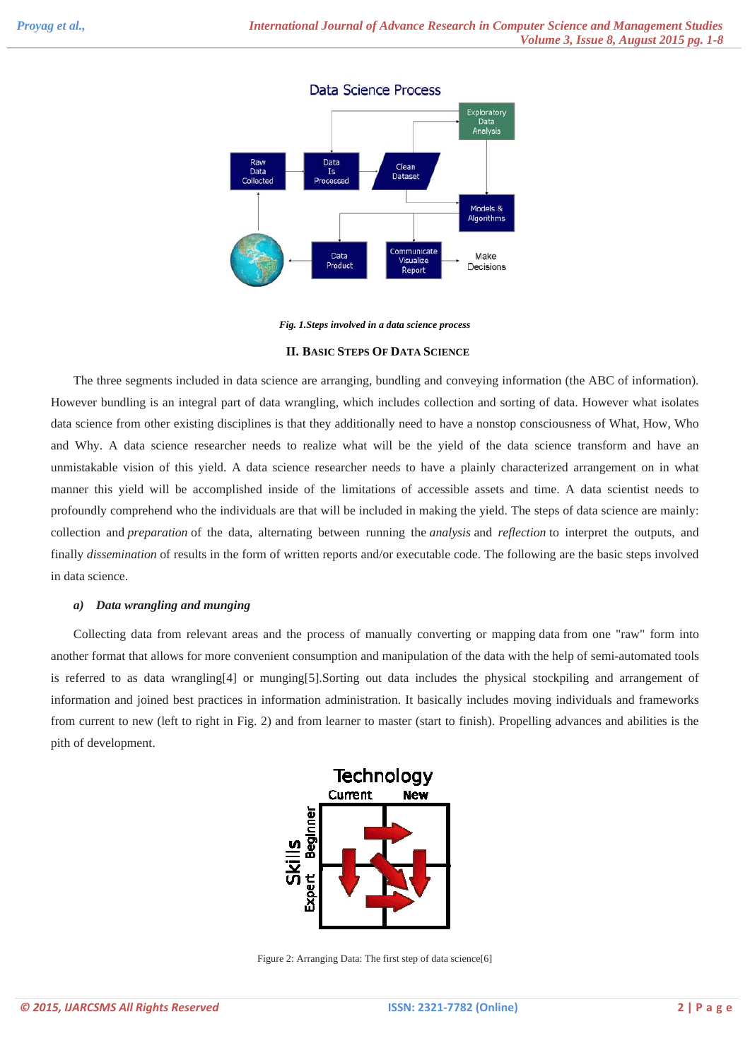Fig. 1.Steps involved in a data science process

## II. Basic Steps Of Data Science

The three segments included in data science are arranging, bundling and conveying information (the ABC of information). However bundling is an integral part of data wrangling, which includes collection and sorting of data. However what isolates data science from other existing disciplines is that they additionally need to have a nonstop consciousness of What, How, Who and Why. A data science researcher needs to realize what will be the yield of the data science transform and have an unmistakable vision of this yield. A data science researcher needs to have a plainly characterized arrangement on in what manner this yield will be accomplished inside of the limitations of accessible assets and time. A data scientist needs to profoundly comprehend who the individuals are that will be included in making the yield. The steps of data science are mainly: collection and *preparation* of the data, alternating between running the *analysis* and *reflection* to interpret the outputs, and finally *dissemination* of results in the form of written reports and/or executable code. The following are the basic steps involved in data science.

### *a) Data wrangling and munging*

Collecting data from relevant areas and the process of manually converting or mapping data from one "raw" form into another format that allows for more convenient consumption and manipulation of the data with the help of semi-automated tools is referred to as data wrangling[4] or munging[5].Sorting out data includes the physical stockpiling and arrangement of information and joined best practices in information administration. It basically includes moving individuals and frameworks from current to new (left to right in Fig. 2) and from learner to master (start to finish). Propelling advances and abilities is the pith of development.

Figure 2: Arranging Data: The first step of data science[6]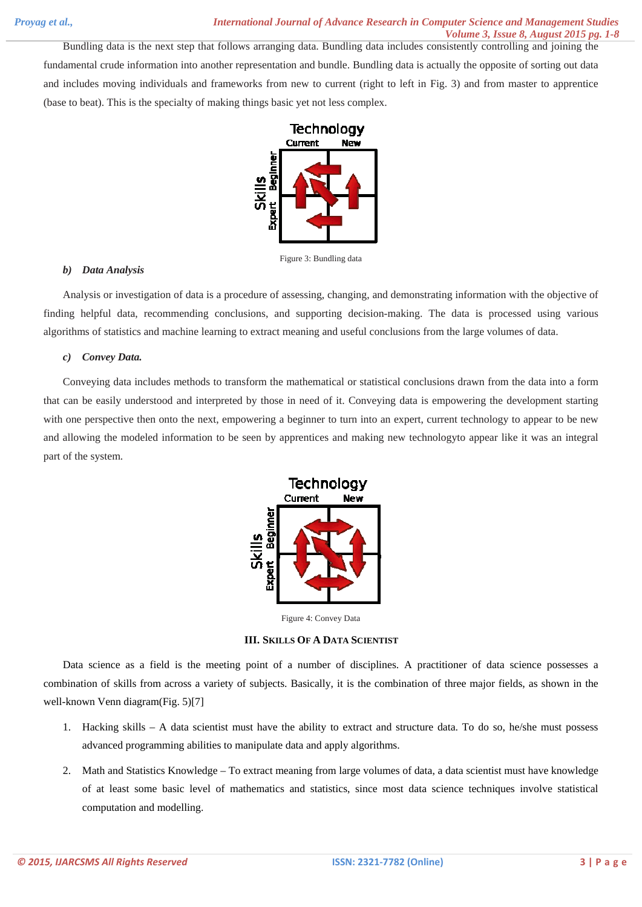Bundling data is the next step that follows arranging data. Bundling data includes consistently controlling and joining the fundamental crude information into another representation and bundle. Bundling data is actually the opposite of sorting out data and includes moving individuals and frameworks from new to current (right to left in Fig. 3) and from master to apprentice (base to beat). This is the specialty of making things basic yet not less complex.

Figure 3: Bundling data

### b) Data Analysis

Analysis or investigation of data is a procedure of assessing, changing, and demonstrating information with the objective of finding helpful data, recommending conclusions, and supporting decision-making. The data is processed using various algorithms of statistics and machine learning to extract meaning and useful conclusions from the large volumes of data.

### c) Convey Data.

Conveying data includes methods to transform the mathematical or statistical conclusions drawn from the data into a form that can be easily understood and interpreted by those in need of it. Conveying data is empowering the development starting with one perspective then onto the next, empowering a beginner to turn into an expert, current technology to appear to be new and allowing the modeled information to be seen by apprentices and making new technologyto appear like it was an integral part of the system.

Figure 4: Convey Data

## III. Skills Of A Data Scientist

Data science as a field is the meeting point of a number of disciplines. A practitioner of data science possesses a combination of skills from across a variety of subjects. Basically, it is the combination of three major fields, as shown in the well-known Venn diagram(Fig. 5)[7]

1. Hacking skills – A data scientist must have the ability to extract and structure data. To do so, he/she must possess advanced programming abilities to manipulate data and apply algorithms.
2. Math and Statistics Knowledge – To extract meaning from large volumes of data, a data scientist must have knowledge of at least some basic level of mathematics and statistics, since most data science techniques involve statistical computation and modelling.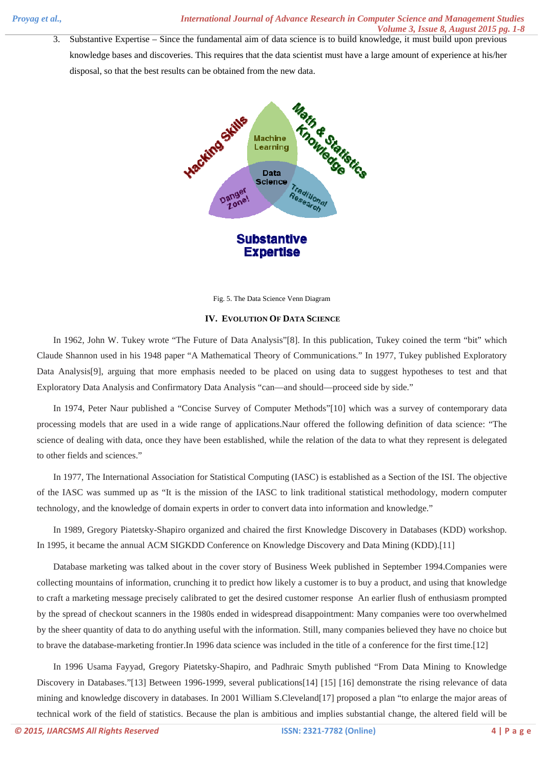3. Substantive Expertise – Since the fundamental aim of data science is to build knowledge, it must build upon previous knowledge bases and discoveries. This requires that the data scientist must have a large amount of experience at his/her disposal, so that the best results can be obtained from the new data.

Fig. 5. The Data Science Venn Diagram

## IV. Evolution Of Data Science

In 1962, John W. Tukey wrote "The Future of Data Analysis"[8]. In this publication, Tukey coined the term "bit" which Claude Shannon used in his 1948 paper "A Mathematical Theory of Communications." In 1977, Tukey published Exploratory Data Analysis[9], arguing that more emphasis needed to be placed on using data to suggest hypotheses to test and that Exploratory Data Analysis and Confirmatory Data Analysis "can—and should—proceed side by side."

In 1974, Peter Naur published a "Concise Survey of Computer Methods"[10] which was a survey of contemporary data processing models that are used in a wide range of applications.Naur offered the following definition of data science: "The science of dealing with data, once they have been established, while the relation of the data to what they represent is delegated to other fields and sciences."

In 1977, The International Association for Statistical Computing (IASC) is established as a Section of the ISI. The objective of the IASC was summed up as "It is the mission of the IASC to link traditional statistical methodology, modern computer technology, and the knowledge of domain experts in order to convert data into information and knowledge."

In 1989, Gregory Piatetsky-Shapiro organized and chaired the first Knowledge Discovery in Databases (KDD) workshop. In 1995, it became the annual ACM SIGKDD Conference on Knowledge Discovery and Data Mining (KDD).[11]

Database marketing was talked about in the cover story of Business Week published in September 1994.Companies were collecting mountains of information, crunching it to predict how likely a customer is to buy a product, and using that knowledge to craft a marketing message precisely calibrated to get the desired customer response An earlier flush of enthusiasm prompted by the spread of checkout scanners in the 1980s ended in widespread disappointment: Many companies were too overwhelmed by the sheer quantity of data to do anything useful with the information. Still, many companies believed they have no choice but to brave the database-marketing frontier.In 1996 data science was included in the title of a conference for the first time.[12]

In 1996 Usama Fayyad, Gregory Piatetsky-Shapiro, and Padhraic Smyth published "From Data Mining to Knowledge Discovery in Databases."[13] Between 1996-1999, several publications[14] [15] [16] demonstrate the rising relevance of data mining and knowledge discovery in databases. In 2001 William S.Cleveland[17] proposed a plan "to enlarge the major areas of technical work of the field of statistics. Because the plan is ambitious and implies substantial change, the altered field will be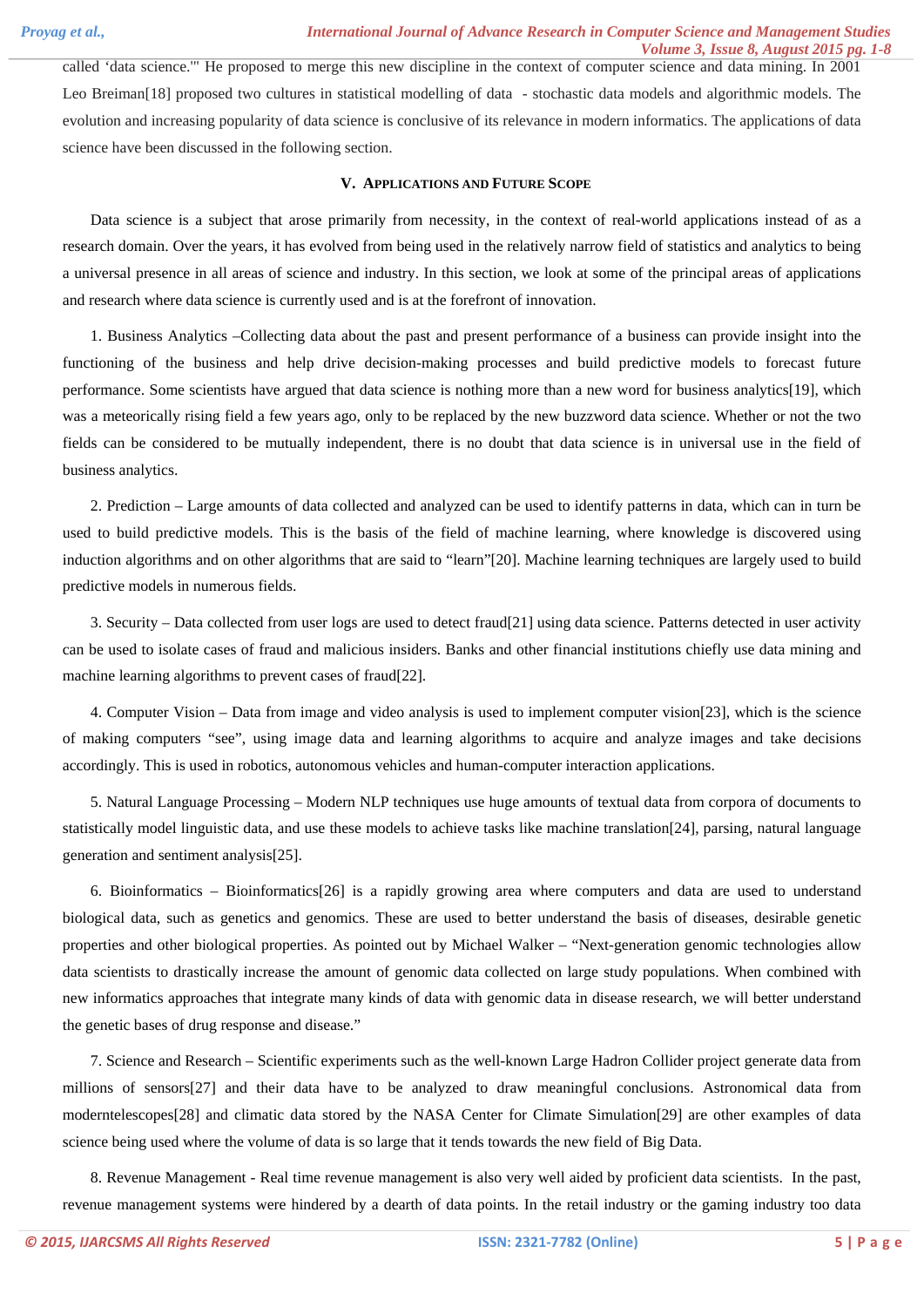called 'data science.'" He proposed to merge this new discipline in the context of computer science and data mining. In 2001 Leo Breiman[18] proposed two cultures in statistical modelling of data - stochastic data models and algorithmic models. The evolution and increasing popularity of data science is conclusive of its relevance in modern informatics. The applications of data science have been discussed in the following section.

## V. APPLICATIONS AND FUTURE SCOPE

Data science is a subject that arose primarily from necessity, in the context of real-world applications instead of as a research domain. Over the years, it has evolved from being used in the relatively narrow field of statistics and analytics to being a universal presence in all areas of science and industry. In this section, we look at some of the principal areas of applications and research where data science is currently used and is at the forefront of innovation.

1. Business Analytics –Collecting data about the past and present performance of a business can provide insight into the functioning of the business and help drive decision-making processes and build predictive models to forecast future performance. Some scientists have argued that data science is nothing more than a new word for business analytics[19], which was a meteorically rising field a few years ago, only to be replaced by the new buzzword data science. Whether or not the two fields can be considered to be mutually independent, there is no doubt that data science is in universal use in the field of business analytics.

2. Prediction – Large amounts of data collected and analyzed can be used to identify patterns in data, which can in turn be used to build predictive models. This is the basis of the field of machine learning, where knowledge is discovered using induction algorithms and on other algorithms that are said to "learn"[20]. Machine learning techniques are largely used to build predictive models in numerous fields.

3. Security – Data collected from user logs are used to detect fraud[21] using data science. Patterns detected in user activity can be used to isolate cases of fraud and malicious insiders. Banks and other financial institutions chiefly use data mining and machine learning algorithms to prevent cases of fraud[22].

4. Computer Vision – Data from image and video analysis is used to implement computer vision[23], which is the science of making computers "see", using image data and learning algorithms to acquire and analyze images and take decisions accordingly. This is used in robotics, autonomous vehicles and human-computer interaction applications.

5. Natural Language Processing – Modern NLP techniques use huge amounts of textual data from corpora of documents to statistically model linguistic data, and use these models to achieve tasks like machine translation[24], parsing, natural language generation and sentiment analysis[25].

6. Bioinformatics – Bioinformatics[26] is a rapidly growing area where computers and data are used to understand biological data, such as genetics and genomics. These are used to better understand the basis of diseases, desirable genetic properties and other biological properties. As pointed out by Michael Walker – "Next-generation genomic technologies allow data scientists to drastically increase the amount of genomic data collected on large study populations. When combined with new informatics approaches that integrate many kinds of data with genomic data in disease research, we will better understand the genetic bases of drug response and disease."

7. Science and Research – Scientific experiments such as the well-known Large Hadron Collider project generate data from millions of sensors[27] and their data have to be analyzed to draw meaningful conclusions. Astronomical data from moderntelescopes[28] and climatic data stored by the NASA Center for Climate Simulation[29] are other examples of data science being used where the volume of data is so large that it tends towards the new field of Big Data.

8. Revenue Management - Real time revenue management is also very well aided by proficient data scientists. In the past, revenue management systems were hindered by a dearth of data points. In the retail industry or the gaming industry too data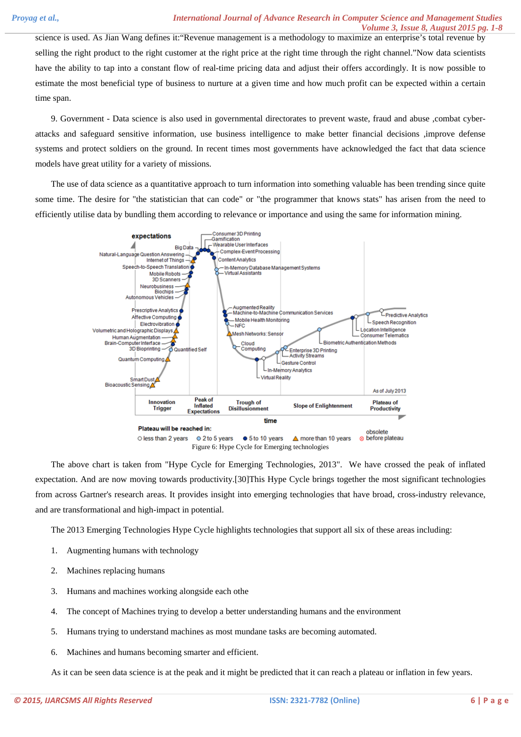science is used. As Jian Wang defines it:"Revenue management is a methodology to maximize an enterprise's total revenue by selling the right product to the right customer at the right price at the right time through the right channel."Now data scientists have the ability to tap into a constant flow of real-time pricing data and adjust their offers accordingly. It is now possible to estimate the most beneficial type of business to nurture at a given time and how much profit can be expected within a certain time span.

9. Government - Data science is also used in governmental directorates to prevent waste, fraud and abuse ,combat cyber-attacks and safeguard sensitive information, use business intelligence to make better financial decisions ,improve defense systems and protect soldiers on the ground. In recent times most governments have acknowledged the fact that data science models have great utility for a variety of missions.

The use of data science as a quantitative approach to turn information into something valuable has been trending since quite some time. The desire for "the statistician that can code" or "the programmer that knows stats" has arisen from the need to efficiently utilise data by bundling them according to relevance or importance and using the same for information mining.

Figure 6: Hype Cycle for Emerging technologies

The above chart is taken from "Hype Cycle for Emerging Technologies, 2013". We have crossed the peak of inflated expectation. And are now moving towards productivity.[30]This Hype Cycle brings together the most significant technologies from across Gartner's research areas. It provides insight into emerging technologies that have broad, cross-industry relevance, and are transformational and high-impact in potential.

The 2013 Emerging Technologies Hype Cycle highlights technologies that support all six of these areas including:

1. Augmenting humans with technology
2. Machines replacing humans
3. Humans and machines working alongside each othe
4. The concept of Machines trying to develop a better understanding humans and the environment
5. Humans trying to understand machines as most mundane tasks are becoming automated.
6. Machines and humans becoming smarter and efficient.

As it can be seen data science is at the peak and it might be predicted that it can reach a plateau or inflation in few years.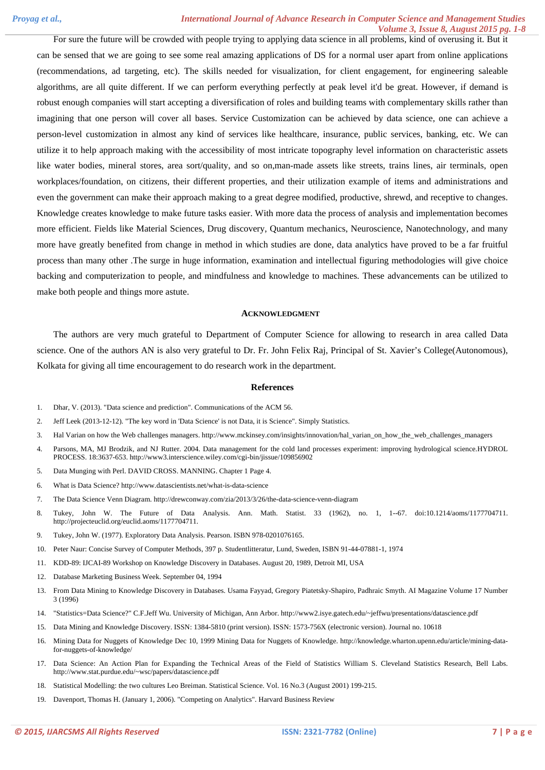For sure the future will be crowded with people trying to applying data science in all problems, kind of overusing it. But it can be sensed that we are going to see some real amazing applications of DS for a normal user apart from online applications (recommendations, ad targeting, etc). The skills needed for visualization, for client engagement, for engineering saleable algorithms, are all quite different. If we can perform everything perfectly at peak level it'd be great. However, if demand is robust enough companies will start accepting a diversification of roles and building teams with complementary skills rather than imagining that one person will cover all bases. Service Customization can be achieved by data science, one can achieve a person-level customization in almost any kind of services like healthcare, insurance, public services, banking, etc. We can utilize it to help approach making with the accessibility of most intricate topography level information on characteristic assets like water bodies, mineral stores, area sort/quality, and so on,man-made assets like streets, trains lines, air terminals, open workplaces/foundation, on citizens, their different properties, and their utilization example of items and administrations and even the government can make their approach making to a great degree modified, productive, shrewd, and receptive to changes. Knowledge creates knowledge to make future tasks easier. With more data the process of analysis and implementation becomes more efficient. Fields like Material Sciences, Drug discovery, Quantum mechanics, Neuroscience, Nanotechnology, and many more have greatly benefited from change in method in which studies are done, data analytics have proved to be a far fruitful process than many other .The surge in huge information, examination and intellectual figuring methodologies will give choice backing and computerization to people, and mindfulness and knowledge to machines. These advancements can be utilized to make both people and things more astute.

## ACKNOWLEDGMENT

The authors are very much grateful to Department of Computer Science for allowing to research in area called Data science. One of the authors AN is also very grateful to Dr. Fr. John Felix Raj, Principal of St. Xavier's College(Autonomous), Kolkata for giving all time encouragement to do research work in the department.

## References

1. Dhar, V. (2013). "Data science and prediction". Communications of the ACM 56.
2. Jeff Leek (2013-12-12). "The key word in 'Data Science' is not Data, it is Science". Simply Statistics.
3. Hal Varian on how the Web challenges managers. http://www.mckinsey.com/insights/innovation/hal_varian_on_how_the_web_challenges_managers
4. Parsons, MA, MJ Brodzik, and NJ Rutter. 2004. Data management for the cold land processes experiment: improving hydrological science.HYDROL PROCESS. 18:3637-653. http://www3.interscience.wiley.com/cgi-bin/jissue/109856902
5. Data Munging with Perl. DAVID CROSS. MANNING. Chapter 1 Page 4.
6. What is Data Science? http://www.datascientists.net/what-is-data-science
7. The Data Science Venn Diagram. http://drewconway.com/zia/2013/3/26/the-data-science-venn-diagram
8. Tukey, John W. The Future of Data Analysis. Ann. Math. Statist. 33 (1962), no. 1, 1--67. doi:10.1214/aoms/1177704711. http://projecteuclid.org/euclid.aoms/1177704711.
9. Tukey, John W. (1977). Exploratory Data Analysis. Pearson. ISBN 978-0201076165.
10. Peter Naur: Concise Survey of Computer Methods, 397 p. Studentlitteratur, Lund, Sweden, ISBN 91-44-07881-1, 1974
11. KDD-89: IJCAI-89 Workshop on Knowledge Discovery in Databases. August 20, 1989, Detroit MI, USA
12. Database Marketing Business Week. September 04, 1994
13. From Data Mining to Knowledge Discovery in Databases. Usama Fayyad, Gregory Piatetsky-Shapiro, Padhraic Smyth. AI Magazine Volume 17 Number 3 (1996)
14. "Statistics=Data Science?" C.F.Jeff Wu. University of Michigan, Ann Arbor. http://www2.isye.gatech.edu/~jeffwu/presentations/datascience.pdf
15. Data Mining and Knowledge Discovery. ISSN: 1384-5810 (print version). ISSN: 1573-756X (electronic version). Journal no. 10618
16. Mining Data for Nuggets of Knowledge Dec 10, 1999 Mining Data for Nuggets of Knowledge. http://knowledge.wharton.upenn.edu/article/mining-data-for-nuggets-of-knowledge/
17. Data Science: An Action Plan for Expanding the Technical Areas of the Field of Statistics William S. Cleveland Statistics Research, Bell Labs. http://www.stat.purdue.edu/~wsc/papers/datascience.pdf
18. Statistical Modelling: the two cultures Leo Breiman. Statistical Science. Vol. 16 No.3 (August 2001) 199-215.
19. Davenport, Thomas H. (January 1, 2006). "Competing on Analytics". Harvard Business Review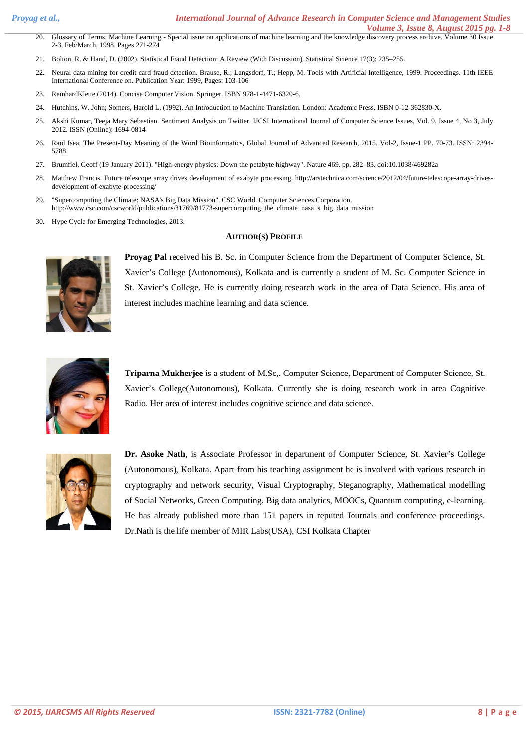20. Glossary of Terms. Machine Learning - Special issue on applications of machine learning and the knowledge discovery process archive. Volume 30 Issue 2-3, Feb/March, 1998. Pages 271-274

21. Bolton, R. & Hand, D. (2002). Statistical Fraud Detection: A Review (With Discussion). Statistical Science 17(3): 235–255.

22. Neural data mining for credit card fraud detection. Brause, R.; Langsdorf, T.; Hepp, M. Tools with Artificial Intelligence, 1999. Proceedings. 11th IEEE International Conference on. Publication Year: 1999, Pages: 103-106

23. ReinhardKlette (2014). Concise Computer Vision. Springer. ISBN 978-1-4471-6320-6.

24. Hutchins, W. John; Somers, Harold L. (1992). An Introduction to Machine Translation. London: Academic Press. ISBN 0-12-362830-X.

25. Akshi Kumar, Teeja Mary Sebastian. Sentiment Analysis on Twitter. IJCSI International Journal of Computer Science Issues, Vol. 9, Issue 4, No 3, July 2012. ISSN (Online): 1694-0814

26. Raul Isea. The Present-Day Meaning of the Word Bioinformatics, Global Journal of Advanced Research, 2015. Vol-2, Issue-1 PP. 70-73. ISSN: 2394-5788.

27. Brumfiel, Geoff (19 January 2011). "High-energy physics: Down the petabyte highway". Nature 469. pp. 282–83. doi:10.1038/469282a

28. Matthew Francis. Future telescope array drives development of exabyte processing. http://arstechnica.com/science/2012/04/future-telescope-array-drives-development-of-exabyte-processing/

29. "Supercomputing the Climate: NASA's Big Data Mission". CSC World. Computer Sciences Corporation. http://www.csc.com/cscworld/publications/81769/81773-supercomputing_the_climate_nasa_s_big_data_mission

30. Hype Cycle for Emerging Technologies, 2013.

## AUTHOR(S) PROFILE

**Proyag Pal** received his B. Sc. in Computer Science from the Department of Computer Science, St. Xavier's College (Autonomous), Kolkata and is currently a student of M. Sc. Computer Science in St. Xavier's College. He is currently doing research work in the area of Data Science. His area of interest includes machine learning and data science.

**Triparna Mukherjee** is a student of M.Sc,. Computer Science, Department of Computer Science, St. Xavier's College(Autonomous), Kolkata. Currently she is doing research work in area Cognitive Radio. Her area of interest includes cognitive science and data science.

**Dr. Asoke Nath**, is Associate Professor in department of Computer Science, St. Xavier's College (Autonomous), Kolkata. Apart from his teaching assignment he is involved with various research in cryptography and network security, Visual Cryptography, Steganography, Mathematical modelling of Social Networks, Green Computing, Big data analytics, MOOCs, Quantum computing, e-learning. He has already published more than 151 papers in reputed Journals and conference proceedings. Dr.Nath is the life member of MIR Labs(USA), CSI Kolkata Chapter